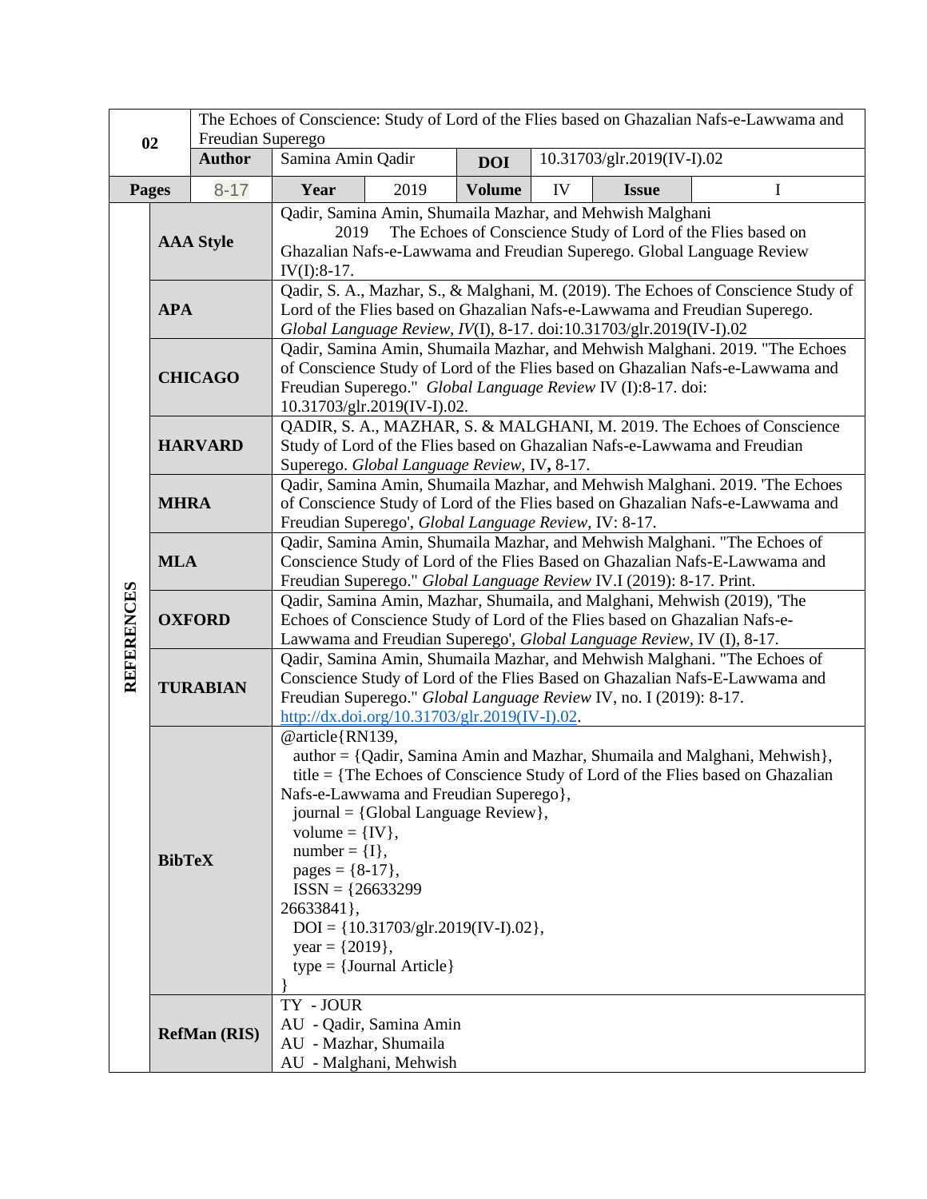| 02 | The Echoes of Conscience: Study of Lord of the Flies based on Ghazalian Nafs-e-Lawwama and Freudian Superego | | | | | | |
|---|---|---|---|---|---|---|---|
| | **Author** | Samina Amin Qadir | | **DOI** | 10.31703/glr.2019(IV-I).02 | | |
| **Pages** | 8-17 | **Year** | 2019 | **Volume** | IV | **Issue** | I |

| REFERENCES | | |
|---|---|---|
| | **AAA Style** | Qadir, Samina Amin, Shumaila Mazhar, and Mehwish Malghani 2019 The Echoes of Conscience Study of Lord of the Flies based on Ghazalian Nafs-e-Lawwama and Freudian Superego. Global Language Review IV(I):8-17. |
| | **APA** | Qadir, S. A., Mazhar, S., & Malghani, M. (2019). The Echoes of Conscience Study of Lord of the Flies based on Ghazalian Nafs-e-Lawwama and Freudian Superego. *Global Language Review, IV*(I), 8-17. doi:10.31703/glr.2019(IV-I).02 |
| | **CHICAGO** | Qadir, Samina Amin, Shumaila Mazhar, and Mehwish Malghani. 2019. "The Echoes of Conscience Study of Lord of the Flies based on Ghazalian Nafs-e-Lawwama and Freudian Superego." *Global Language Review* IV (I):8-17. doi: 10.31703/glr.2019(IV-I).02. |
| | **HARVARD** | QADIR, S. A., MAZHAR, S. & MALGHANI, M. 2019. The Echoes of Conscience Study of Lord of the Flies based on Ghazalian Nafs-e-Lawwama and Freudian Superego. *Global Language Review,* IV**,** 8-17. |
| | **MHRA** | Qadir, Samina Amin, Shumaila Mazhar, and Mehwish Malghani. 2019. 'The Echoes of Conscience Study of Lord of the Flies based on Ghazalian Nafs-e-Lawwama and Freudian Superego', *Global Language Review*, IV: 8-17. |
| | **MLA** | Qadir, Samina Amin, Shumaila Mazhar, and Mehwish Malghani. "The Echoes of Conscience Study of Lord of the Flies Based on Ghazalian Nafs-E-Lawwama and Freudian Superego." *Global Language Review* IV.I (2019): 8-17. Print. |
| | **OXFORD** | Qadir, Samina Amin, Mazhar, Shumaila, and Malghani, Mehwish (2019), 'The Echoes of Conscience Study of Lord of the Flies based on Ghazalian Nafs-e-Lawwama and Freudian Superego', *Global Language Review,* IV (I), 8-17. |
| | **TURABIAN** | Qadir, Samina Amin, Shumaila Mazhar, and Mehwish Malghani. "The Echoes of Conscience Study of Lord of the Flies Based on Ghazalian Nafs-E-Lawwama and Freudian Superego." *Global Language Review* IV, no. I (2019): 8-17. http://dx.doi.org/10.31703/glr.2019(IV-I).02. |
| | **BibTeX** | @article{RN139, author = {Qadir, Samina Amin and Mazhar, Shumaila and Malghani, Mehwish}, title = {The Echoes of Conscience Study of Lord of the Flies based on Ghazalian Nafs-e-Lawwama and Freudian Superego}, journal = {Global Language Review}, volume = {IV}, number = {I}, pages = {8-17}, ISSN = {26633299 26633841}, DOI = {10.31703/glr.2019(IV-I).02}, year = {2019}, type = {Journal Article} } |
| | **RefMan (RIS)** | TY - JOUR<br>AU - Qadir, Samina Amin<br>AU - Mazhar, Shumaila<br>AU - Malghani, Mehwish |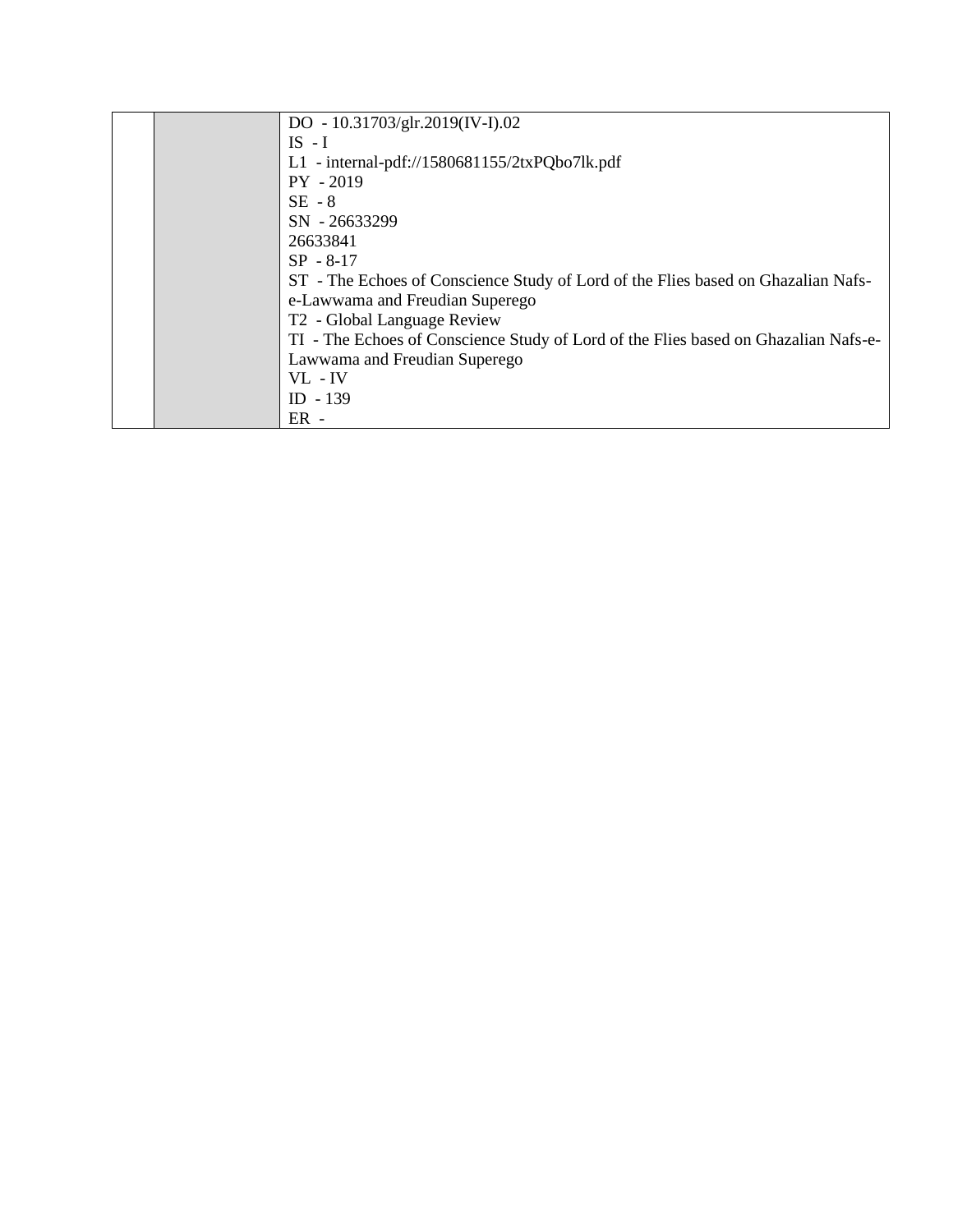| | | |
|---|---|---|
| | | DO - 10.31703/glr.2019(IV-I).02<br>IS - I<br>L1 - internal-pdf://1580681155/2txPQbo7lk.pdf<br>PY - 2019<br>SE - 8<br>SN - 26633299<br>26633841<br>SP - 8-17<br>ST - The Echoes of Conscience Study of Lord of the Flies based on Ghazalian Nafs-e-Lawwama and Freudian Superego<br>T2 - Global Language Review<br>TI - The Echoes of Conscience Study of Lord of the Flies based on Ghazalian Nafs-e-Lawwama and Freudian Superego<br>VL - IV<br>ID - 139<br>ER - |